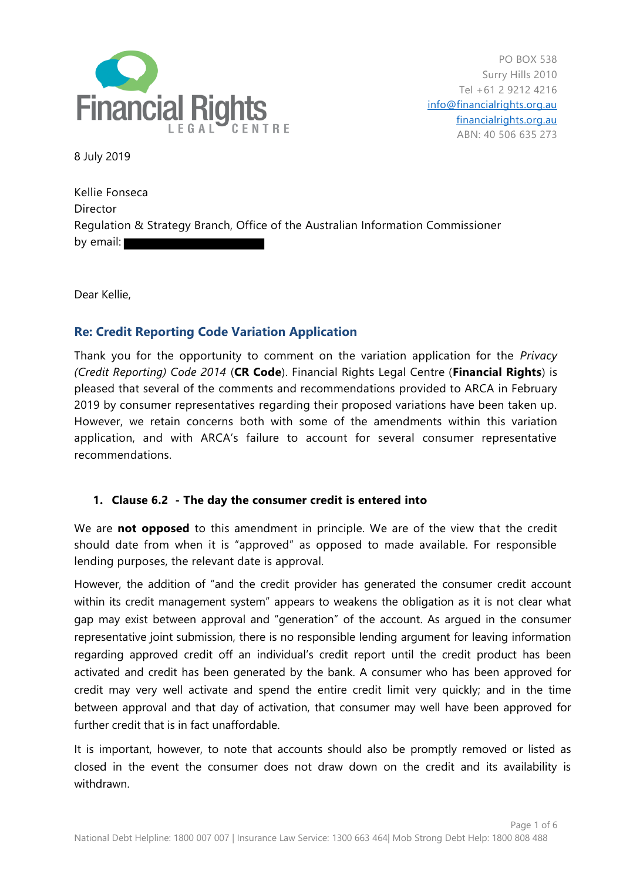**Financial Rights LEGAL CENTRE**

PO BOX 538
Surry Hills 2010
Tel +61 2 9212 4216
info@financialrights.org.au
financialrights.org.au
ABN: 40 506 635 273

8 July 2019

Kellie Fonseca
Director
Regulation & Strategy Branch, Office of the Australian Information Commissioner
by email:

Dear Kellie,

## Re: Credit Reporting Code Variation Application

Thank you for the opportunity to comment on the variation application for the *Privacy (Credit Reporting) Code 2014* (**CR Code**). Financial Rights Legal Centre (**Financial Rights**) is pleased that several of the comments and recommendations provided to ARCA in February 2019 by consumer representatives regarding their proposed variations have been taken up. However, we retain concerns both with some of the amendments within this variation application, and with ARCA's failure to account for several consumer representative recommendations.

### 1. Clause 6.2 - The day the consumer credit is entered into

We are **not opposed** to this amendment in principle. We are of the view that the credit should date from when it is "approved" as opposed to made available. For responsible lending purposes, the relevant date is approval.

However, the addition of "and the credit provider has generated the consumer credit account within its credit management system" appears to weakens the obligation as it is not clear what gap may exist between approval and "generation" of the account. As argued in the consumer representative joint submission, there is no responsible lending argument for leaving information regarding approved credit off an individual's credit report until the credit product has been activated and credit has been generated by the bank. A consumer who has been approved for credit may very well activate and spend the entire credit limit very quickly; and in the time between approval and that day of activation, that consumer may well have been approved for further credit that is in fact unaffordable.

It is important, however, to note that accounts should also be promptly removed or listed as closed in the event the consumer does not draw down on the credit and its availability is withdrawn.

National Debt Helpline: 1800 007 007 | Insurance Law Service: 1300 663 464| Mob Strong Debt Help: 1800 808 488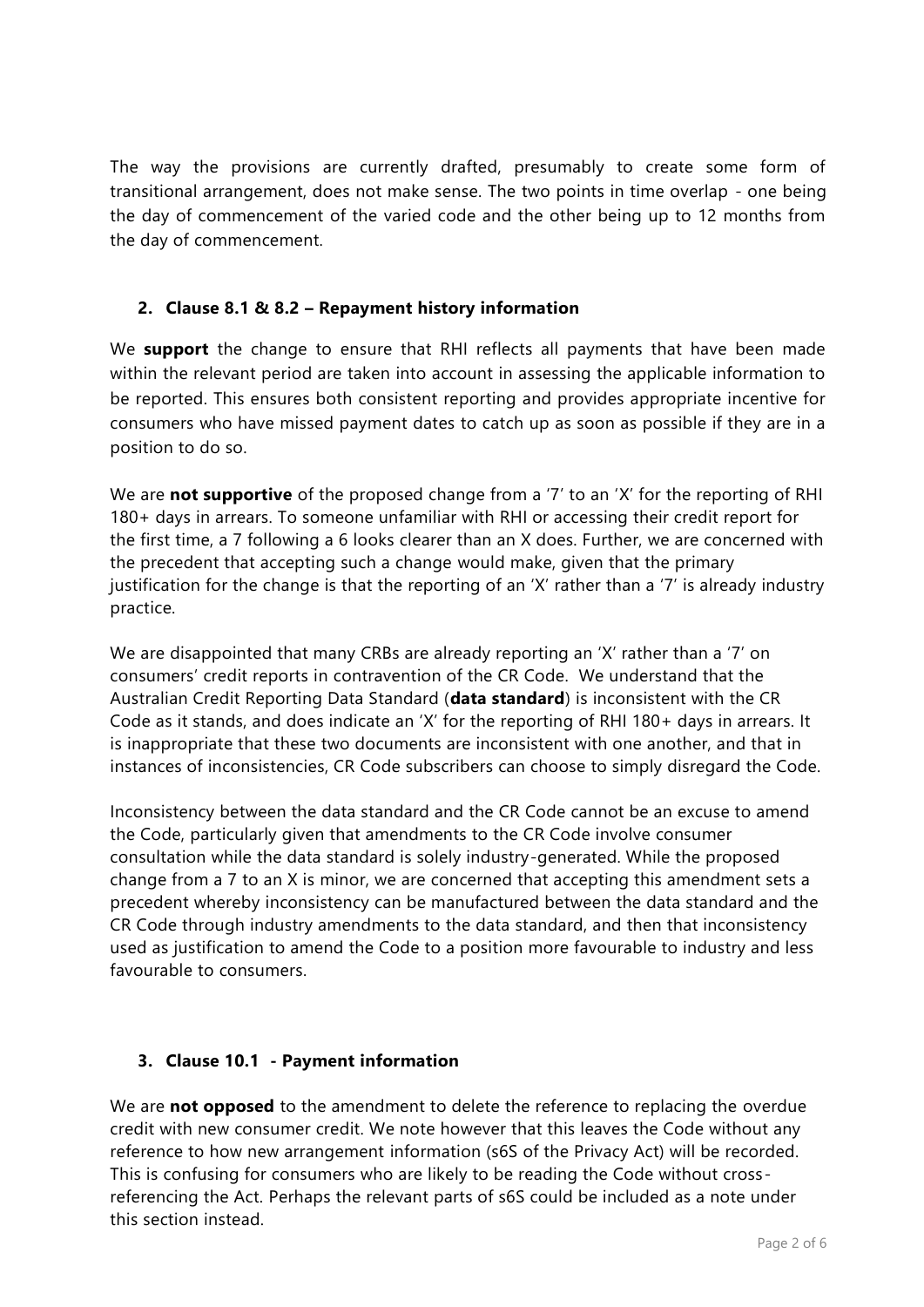The way the provisions are currently drafted, presumably to create some form of transitional arrangement, does not make sense. The two points in time overlap - one being the day of commencement of the varied code and the other being up to 12 months from the day of commencement.

## 2. Clause 8.1 & 8.2 – Repayment history information

We **support** the change to ensure that RHI reflects all payments that have been made within the relevant period are taken into account in assessing the applicable information to be reported. This ensures both consistent reporting and provides appropriate incentive for consumers who have missed payment dates to catch up as soon as possible if they are in a position to do so.

We are **not supportive** of the proposed change from a '7' to an 'X' for the reporting of RHI 180+ days in arrears. To someone unfamiliar with RHI or accessing their credit report for the first time, a 7 following a 6 looks clearer than an X does. Further, we are concerned with the precedent that accepting such a change would make, given that the primary justification for the change is that the reporting of an 'X' rather than a '7' is already industry practice.

We are disappointed that many CRBs are already reporting an 'X' rather than a '7' on consumers' credit reports in contravention of the CR Code. We understand that the Australian Credit Reporting Data Standard (**data standard**) is inconsistent with the CR Code as it stands, and does indicate an 'X' for the reporting of RHI 180+ days in arrears. It is inappropriate that these two documents are inconsistent with one another, and that in instances of inconsistencies, CR Code subscribers can choose to simply disregard the Code.

Inconsistency between the data standard and the CR Code cannot be an excuse to amend the Code, particularly given that amendments to the CR Code involve consumer consultation while the data standard is solely industry-generated. While the proposed change from a 7 to an X is minor, we are concerned that accepting this amendment sets a precedent whereby inconsistency can be manufactured between the data standard and the CR Code through industry amendments to the data standard, and then that inconsistency used as justification to amend the Code to a position more favourable to industry and less favourable to consumers.

## 3. Clause 10.1 - Payment information

We are **not opposed** to the amendment to delete the reference to replacing the overdue credit with new consumer credit. We note however that this leaves the Code without any reference to how new arrangement information (s6S of the Privacy Act) will be recorded. This is confusing for consumers who are likely to be reading the Code without cross-referencing the Act. Perhaps the relevant parts of s6S could be included as a note under this section instead.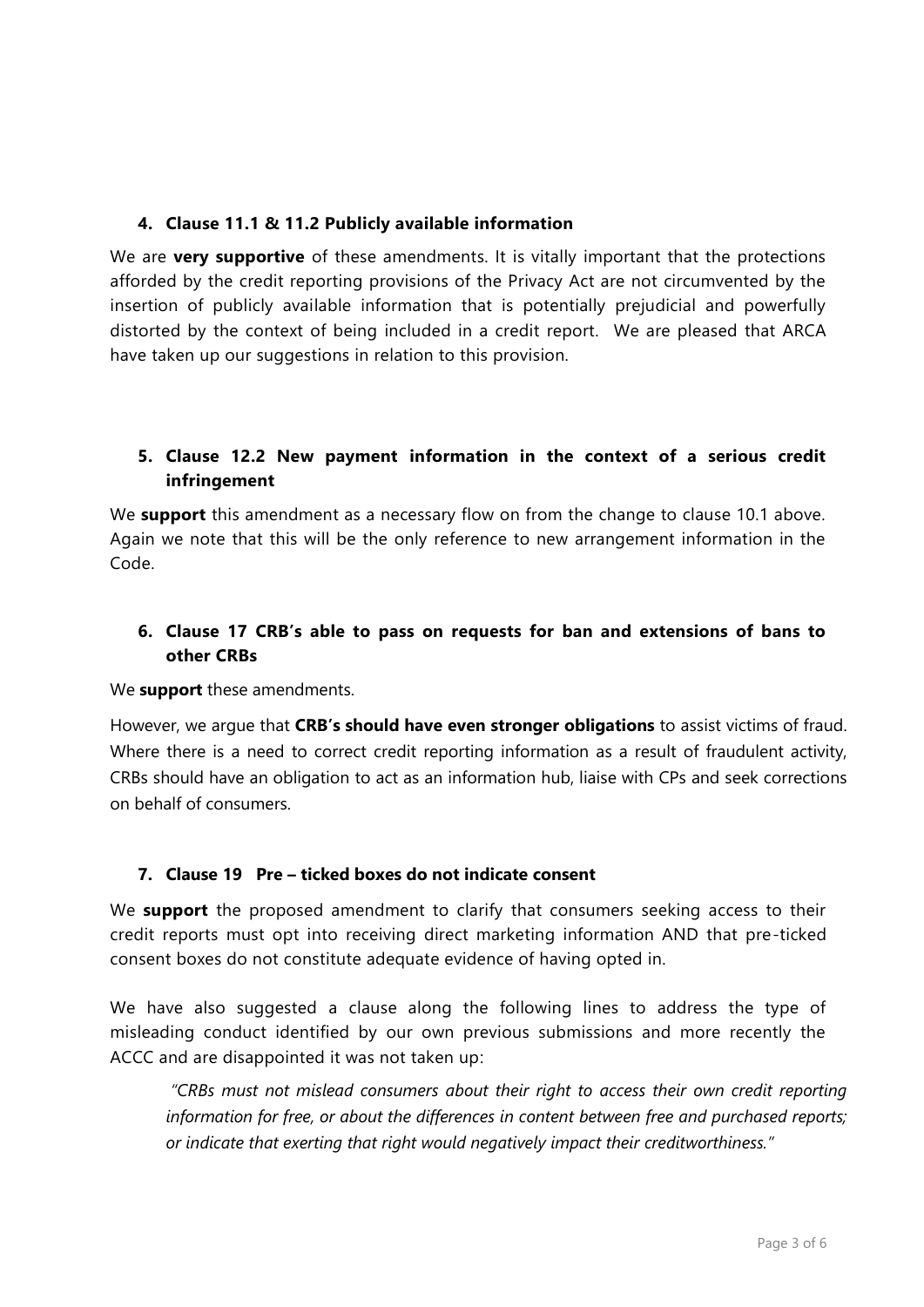## 4. Clause 11.1 & 11.2 Publicly available information

We are **very supportive** of these amendments. It is vitally important that the protections afforded by the credit reporting provisions of the Privacy Act are not circumvented by the insertion of publicly available information that is potentially prejudicial and powerfully distorted by the context of being included in a credit report. We are pleased that ARCA have taken up our suggestions in relation to this provision.

## 5. Clause 12.2 New payment information in the context of a serious credit infringement

We **support** this amendment as a necessary flow on from the change to clause 10.1 above. Again we note that this will be the only reference to new arrangement information in the Code.

## 6. Clause 17 CRB's able to pass on requests for ban and extensions of bans to other CRBs

We **support** these amendments.

However, we argue that **CRB's should have even stronger obligations** to assist victims of fraud. Where there is a need to correct credit reporting information as a result of fraudulent activity, CRBs should have an obligation to act as an information hub, liaise with CPs and seek corrections on behalf of consumers.

## 7. Clause 19 Pre – ticked boxes do not indicate consent

We **support** the proposed amendment to clarify that consumers seeking access to their credit reports must opt into receiving direct marketing information AND that pre-ticked consent boxes do not constitute adequate evidence of having opted in.

We have also suggested a clause along the following lines to address the type of misleading conduct identified by our own previous submissions and more recently the ACCC and are disappointed it was not taken up:

> *"CRBs must not mislead consumers about their right to access their own credit reporting information for free, or about the differences in content between free and purchased reports; or indicate that exerting that right would negatively impact their creditworthiness."*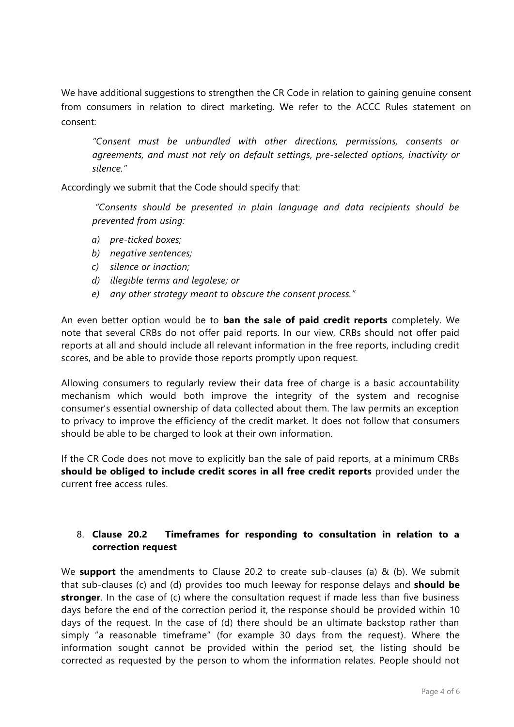We have additional suggestions to strengthen the CR Code in relation to gaining genuine consent from consumers in relation to direct marketing. We refer to the ACCC Rules statement on consent:

> *"Consent must be unbundled with other directions, permissions, consents or agreements, and must not rely on default settings, pre-selected options, inactivity or silence."*

Accordingly we submit that the Code should specify that:

> *"Consents should be presented in plain language and data recipients should be prevented from using:*
>
> *a) pre-ticked boxes;*
> *b) negative sentences;*
> *c) silence or inaction;*
> *d) illegible terms and legalese; or*
> *e) any other strategy meant to obscure the consent process."*

An even better option would be to **ban the sale of paid credit reports** completely. We note that several CRBs do not offer paid reports. In our view, CRBs should not offer paid reports at all and should include all relevant information in the free reports, including credit scores, and be able to provide those reports promptly upon request.

Allowing consumers to regularly review their data free of charge is a basic accountability mechanism which would both improve the integrity of the system and recognise consumer's essential ownership of data collected about them. The law permits an exception to privacy to improve the efficiency of the credit market. It does not follow that consumers should be able to be charged to look at their own information.

If the CR Code does not move to explicitly ban the sale of paid reports, at a minimum CRBs **should be obliged to include credit scores in all free credit reports** provided under the current free access rules.

8. **Clause 20.2 Timeframes for responding to consultation in relation to a correction request**

We **support** the amendments to Clause 20.2 to create sub-clauses (a) & (b). We submit that sub-clauses (c) and (d) provides too much leeway for response delays and **should be stronger**. In the case of (c) where the consultation request if made less than five business days before the end of the correction period it, the response should be provided within 10 days of the request. In the case of (d) there should be an ultimate backstop rather than simply "a reasonable timeframe" (for example 30 days from the request). Where the information sought cannot be provided within the period set, the listing should be corrected as requested by the person to whom the information relates. People should not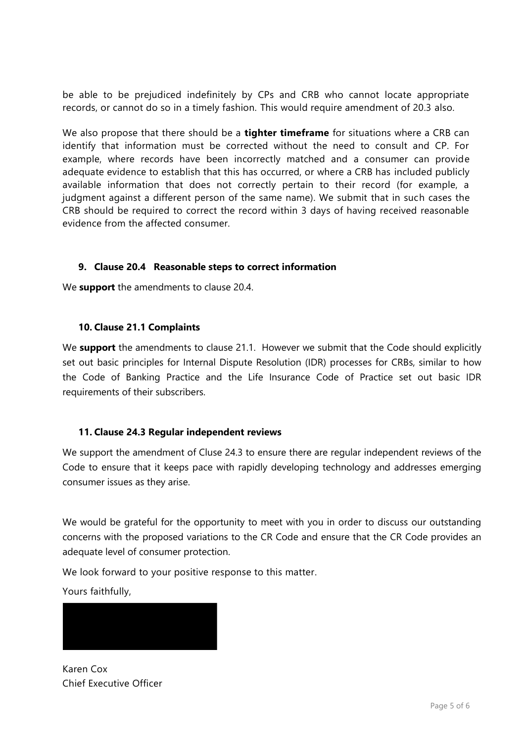be able to be prejudiced indefinitely by CPs and CRB who cannot locate appropriate records, or cannot do so in a timely fashion. This would require amendment of 20.3 also.

We also propose that there should be a **tighter timeframe** for situations where a CRB can identify that information must be corrected without the need to consult and CP. For example, where records have been incorrectly matched and a consumer can provide adequate evidence to establish that this has occurred, or where a CRB has included publicly available information that does not correctly pertain to their record (for example, a judgment against a different person of the same name). We submit that in such cases the CRB should be required to correct the record within 3 days of having received reasonable evidence from the affected consumer.

### 9. Clause 20.4 Reasonable steps to correct information

We **support** the amendments to clause 20.4.

### 10. Clause 21.1 Complaints

We **support** the amendments to clause 21.1. However we submit that the Code should explicitly set out basic principles for Internal Dispute Resolution (IDR) processes for CRBs, similar to how the Code of Banking Practice and the Life Insurance Code of Practice set out basic IDR requirements of their subscribers.

### 11. Clause 24.3 Regular independent reviews

We support the amendment of Cluse 24.3 to ensure there are regular independent reviews of the Code to ensure that it keeps pace with rapidly developing technology and addresses emerging consumer issues as they arise.

We would be grateful for the opportunity to meet with you in order to discuss our outstanding concerns with the proposed variations to the CR Code and ensure that the CR Code provides an adequate level of consumer protection.

We look forward to your positive response to this matter.

Yours faithfully,

Karen Cox
Chief Executive Officer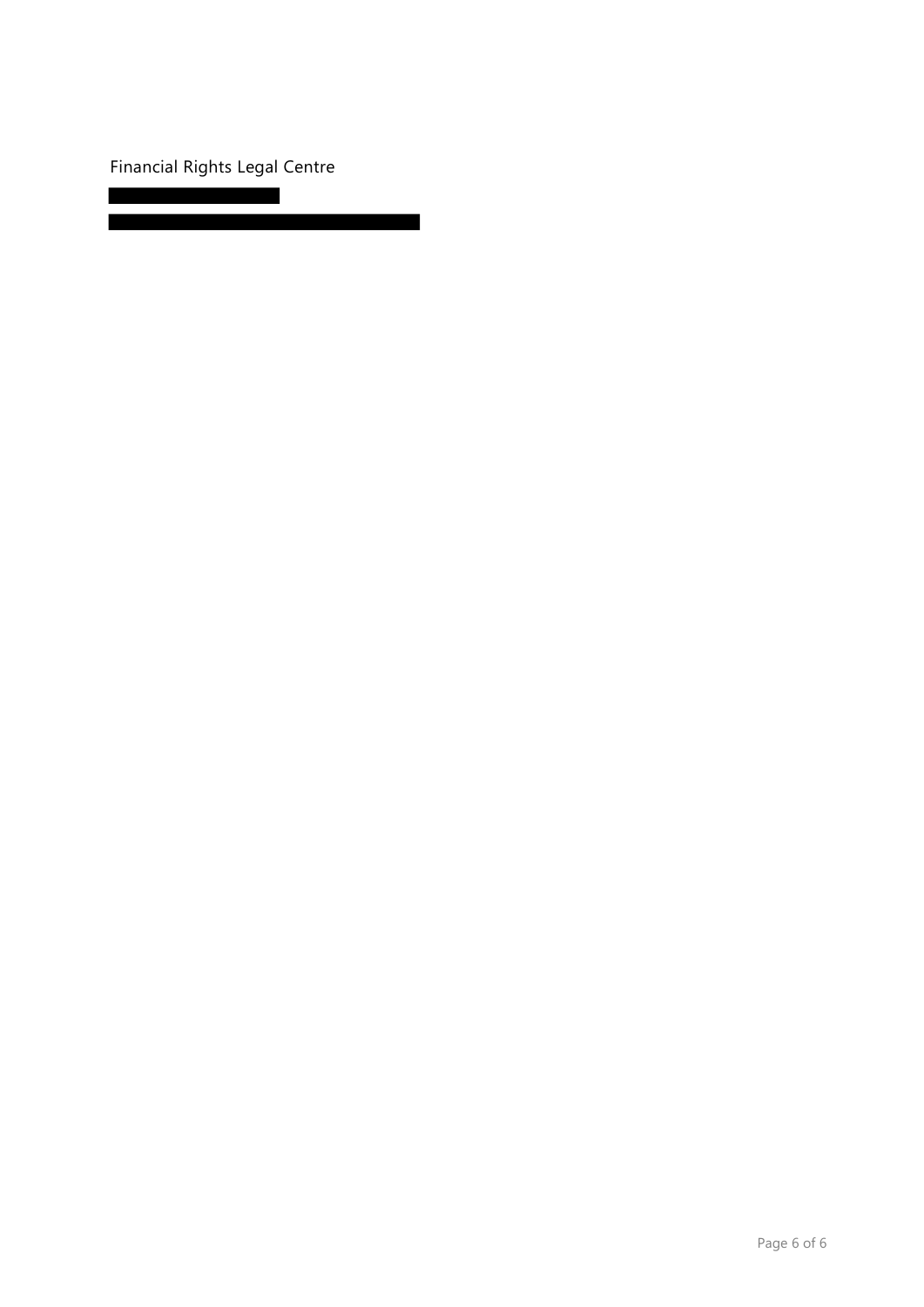Financial Rights Legal Centre